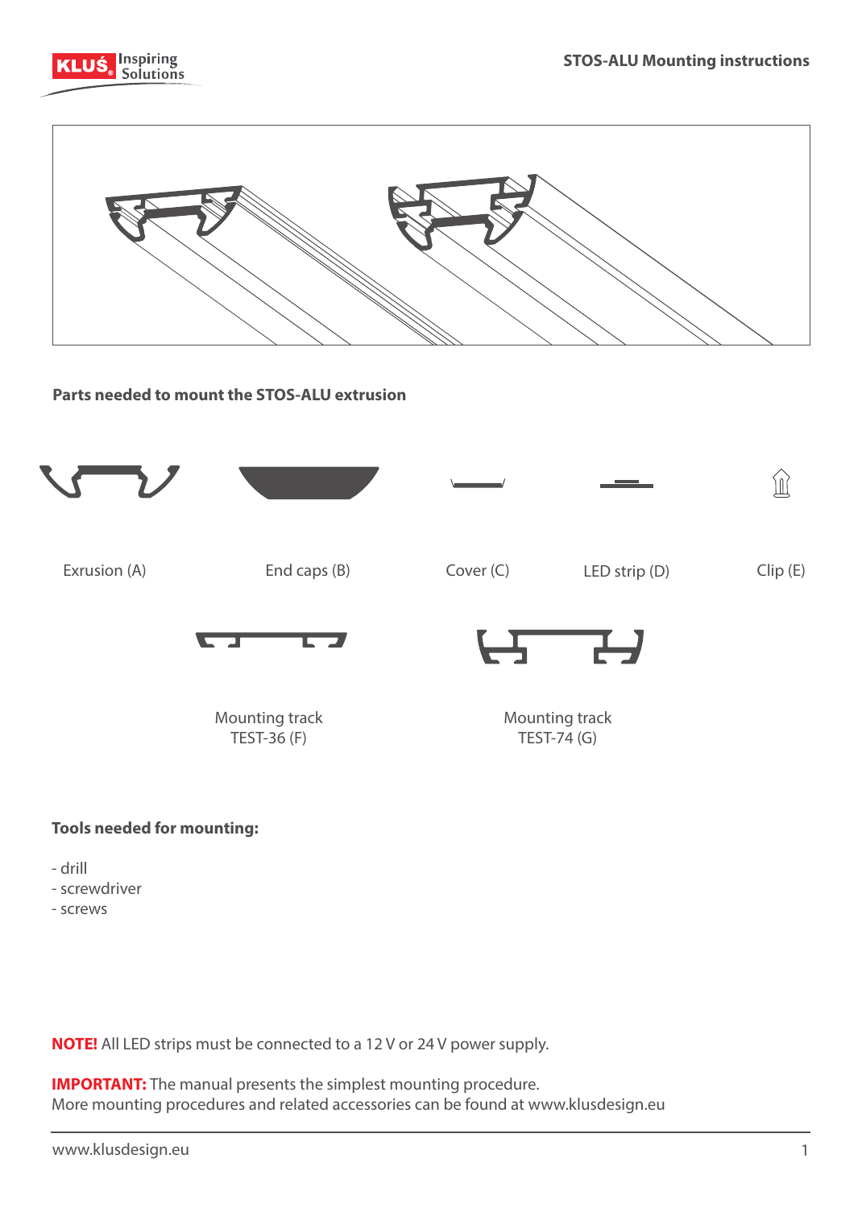## Parts needed to mount the STOS-ALU extrusion

Exrusion (A)

End caps (B)

Cover (C)

LED strip (D)

Clip (E)

Mounting track
TEST-36 (F)

Mounting track
TEST-74 (G)

**Tools needed for mounting:**

- drill
- screwdriver
- screws

**NOTE!** All LED strips must be connected to a 12 V or 24 V power supply.

**IMPORTANT:** The manual presents the simplest mounting procedure.
More mounting procedures and related accessories can be found at www.klusdesign.eu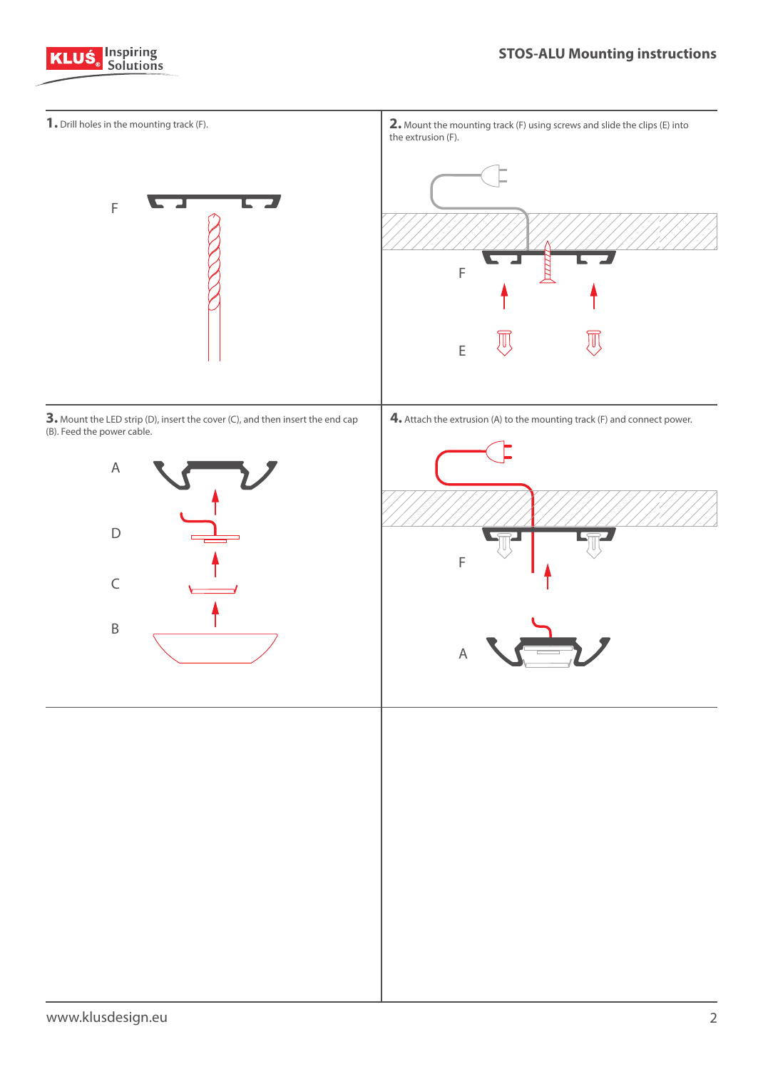**1.** Drill holes in the mounting track (F).

F

**2.** Mount the mounting track (F) using screws and slide the clips (E) into the extrusion (F).

F

E

**3.** Mount the LED strip (D), insert the cover (C), and then insert the end cap (B). Feed the power cable.

A

D

C

B

**4.** Attach the extrusion (A) to the mounting track (F) and connect power.

F

A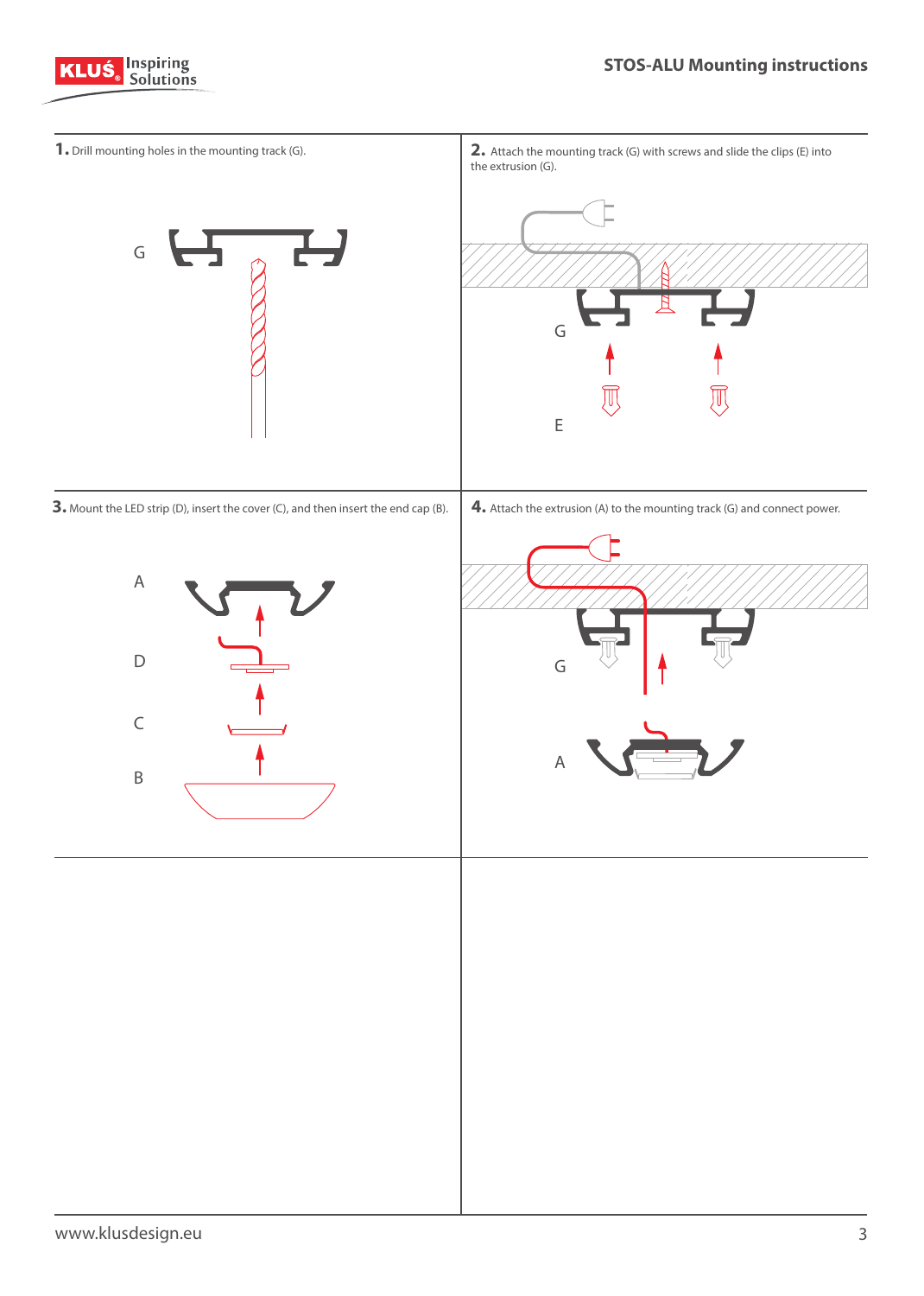# STOS-ALU Mounting instructions

**1.** Drill mounting holes in the mounting track (G).

G

**2.** Attach the mounting track (G) with screws and slide the clips (E) into the extrusion (G).

G

E

**3.** Mount the LED strip (D), insert the cover (C), and then insert the end cap (B).

A

D

C

B

**4.** Attach the extrusion (A) to the mounting track (G) and connect power.

G

A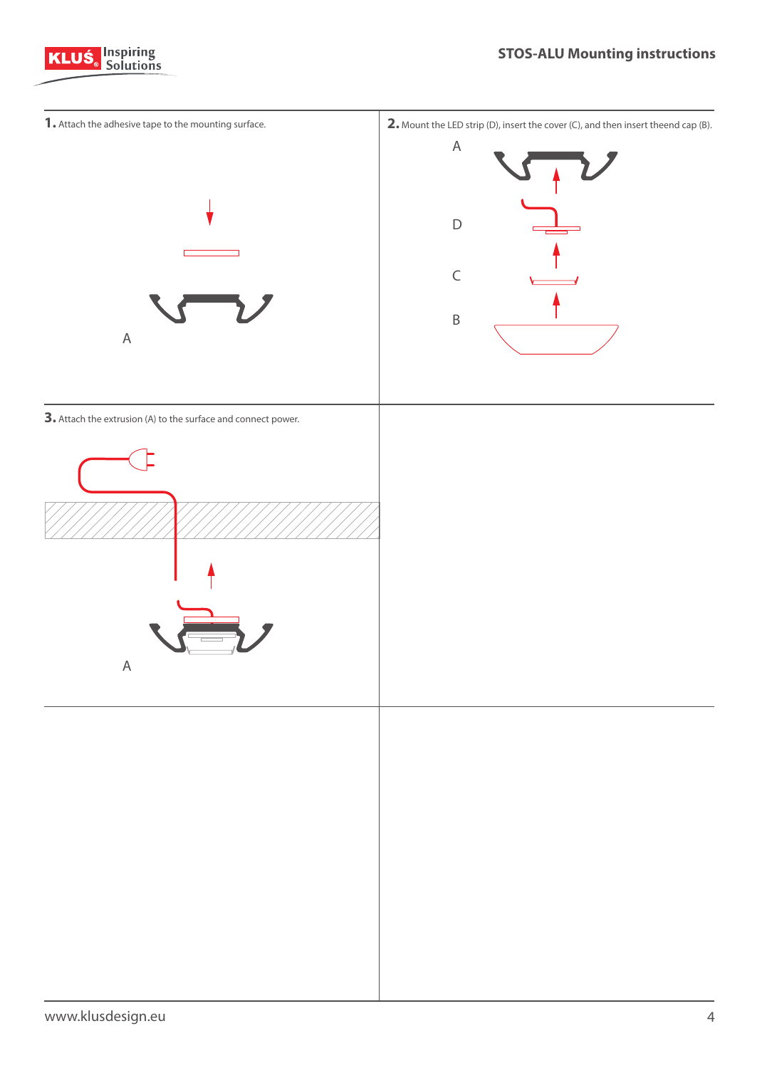1. Attach the adhesive tape to the mounting surface.

A

2. Mount the LED strip (D), insert the cover (C), and then insert theend cap (B).

A

D

C

B

3. Attach the extrusion (A) to the surface and connect power.

A